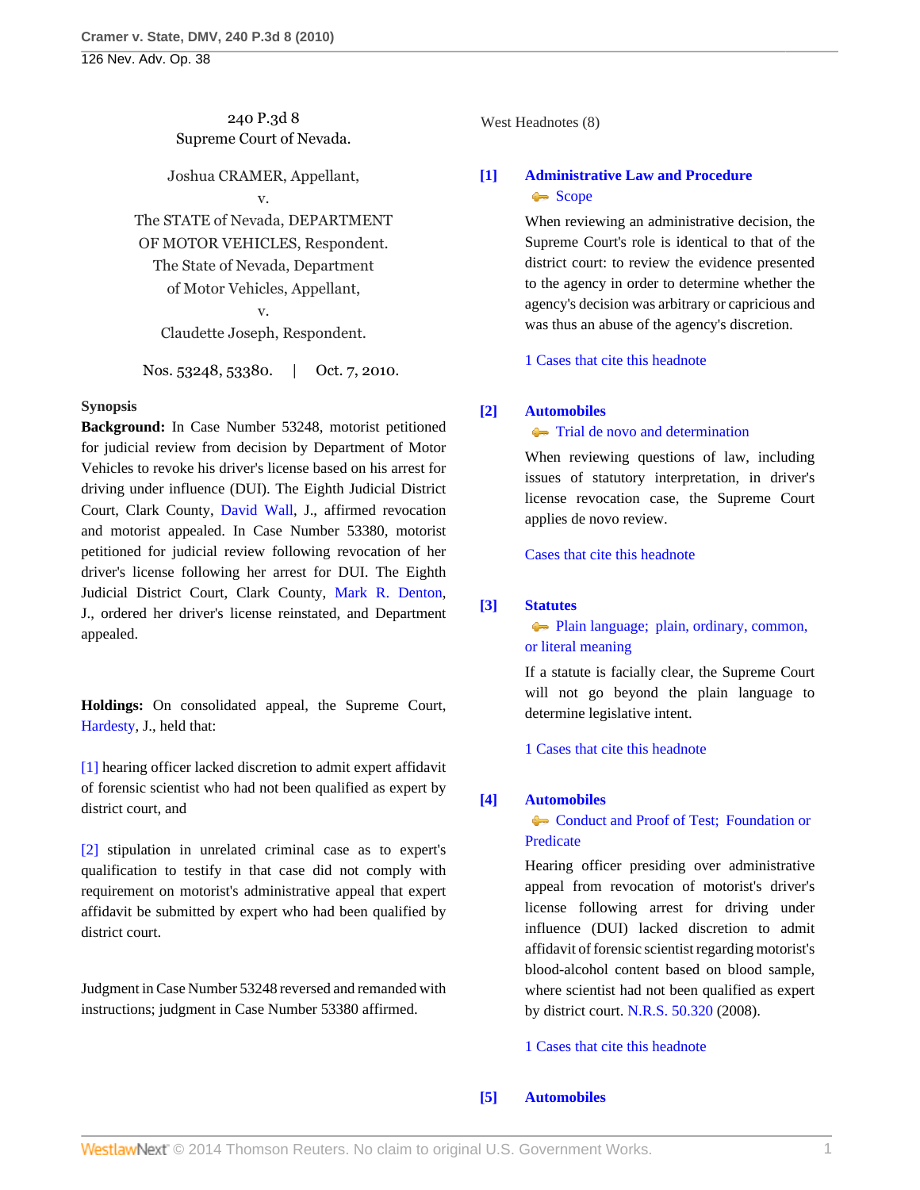240 P.3d 8
Supreme Court of Nevada.

Joshua CRAMER, Appellant,
v.
The STATE of Nevada, DEPARTMENT OF MOTOR VEHICLES, Respondent.
The State of Nevada, Department of Motor Vehicles, Appellant,
v.
Claudette Joseph, Respondent.

Nos. 53248, 53380. | Oct. 7, 2010.

**Synopsis**

**Background:** In Case Number 53248, motorist petitioned for judicial review from decision by Department of Motor Vehicles to revoke his driver's license based on his arrest for driving under influence (DUI). The Eighth Judicial District Court, Clark County, David Wall, J., affirmed revocation and motorist appealed. In Case Number 53380, motorist petitioned for judicial review following revocation of her driver's license following her arrest for DUI. The Eighth Judicial District Court, Clark County, Mark R. Denton, J., ordered her driver's license reinstated, and Department appealed.

**Holdings:** On consolidated appeal, the Supreme Court, Hardesty, J., held that:

[1] hearing officer lacked discretion to admit expert affidavit of forensic scientist who had not been qualified as expert by district court, and

[2] stipulation in unrelated criminal case as to expert's qualification to testify in that case did not comply with requirement on motorist's administrative appeal that expert affidavit be submitted by expert who had been qualified by district court.

Judgment in Case Number 53248 reversed and remanded with instructions; judgment in Case Number 53380 affirmed.

West Headnotes (8)

**[1] Administrative Law and Procedure**
Scope

When reviewing an administrative decision, the Supreme Court's role is identical to that of the district court: to review the evidence presented to the agency in order to determine whether the agency's decision was arbitrary or capricious and was thus an abuse of the agency's discretion.

1 Cases that cite this headnote

**[2] Automobiles**
Trial de novo and determination

When reviewing questions of law, including issues of statutory interpretation, in driver's license revocation case, the Supreme Court applies de novo review.

Cases that cite this headnote

**[3] Statutes**
Plain language; plain, ordinary, common, or literal meaning

If a statute is facially clear, the Supreme Court will not go beyond the plain language to determine legislative intent.

1 Cases that cite this headnote

**[4] Automobiles**
Conduct and Proof of Test; Foundation or Predicate

Hearing officer presiding over administrative appeal from revocation of motorist's driver's license following arrest for driving under influence (DUI) lacked discretion to admit affidavit of forensic scientist regarding motorist's blood-alcohol content based on blood sample, where scientist had not been qualified as expert by district court. N.R.S. 50.320 (2008).

1 Cases that cite this headnote

**[5] Automobiles**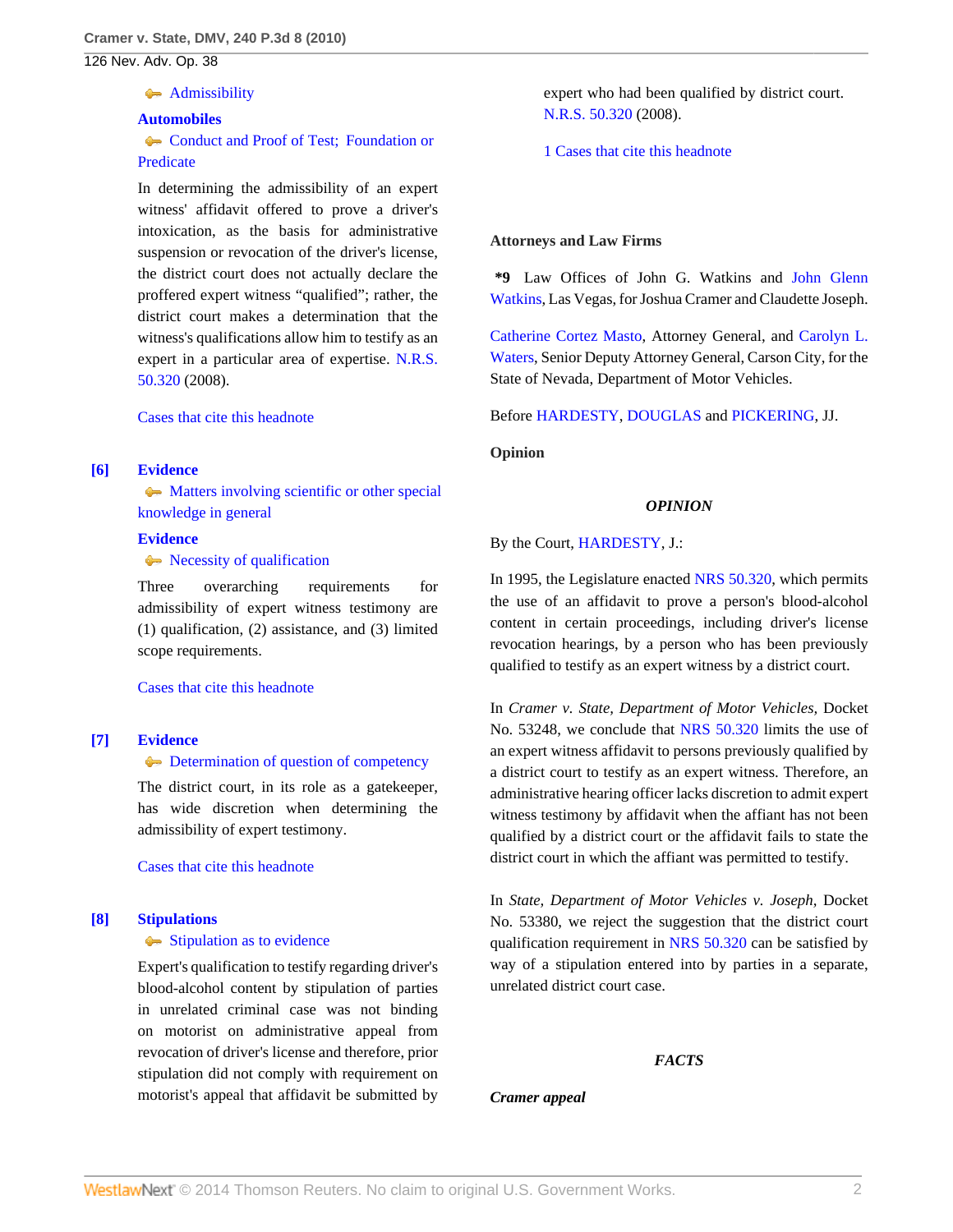Admissibility

**Automobiles**

Conduct and Proof of Test; Foundation or Predicate

In determining the admissibility of an expert witness' affidavit offered to prove a driver's intoxication, as the basis for administrative suspension or revocation of the driver's license, the district court does not actually declare the proffered expert witness "qualified"; rather, the district court makes a determination that the witness's qualifications allow him to testify as an expert in a particular area of expertise. N.R.S. 50.320 (2008).

Cases that cite this headnote

**[6]** **Evidence**

Matters involving scientific or other special knowledge in general

**Evidence**

Necessity of qualification

Three overarching requirements for admissibility of expert witness testimony are (1) qualification, (2) assistance, and (3) limited scope requirements.

Cases that cite this headnote

**[7]** **Evidence**

Determination of question of competency

The district court, in its role as a gatekeeper, has wide discretion when determining the admissibility of expert testimony.

Cases that cite this headnote

**[8]** **Stipulations**

Stipulation as to evidence

Expert's qualification to testify regarding driver's blood-alcohol content by stipulation of parties in unrelated criminal case was not binding on motorist on administrative appeal from revocation of driver's license and therefore, prior stipulation did not comply with requirement on motorist's appeal that affidavit be submitted by expert who had been qualified by district court. N.R.S. 50.320 (2008).

1 Cases that cite this headnote

**Attorneys and Law Firms**

**\*9** Law Offices of John G. Watkins and John Glenn Watkins, Las Vegas, for Joshua Cramer and Claudette Joseph.

Catherine Cortez Masto, Attorney General, and Carolyn L. Waters, Senior Deputy Attorney General, Carson City, for the State of Nevada, Department of Motor Vehicles.

Before HARDESTY, DOUGLAS and PICKERING, JJ.

**Opinion**

***OPINION***

By the Court, HARDESTY, J.:

In 1995, the Legislature enacted NRS 50.320, which permits the use of an affidavit to prove a person's blood-alcohol content in certain proceedings, including driver's license revocation hearings, by a person who has been previously qualified to testify as an expert witness by a district court.

In *Cramer v. State, Department of Motor Vehicles*, Docket No. 53248, we conclude that NRS 50.320 limits the use of an expert witness affidavit to persons previously qualified by a district court to testify as an expert witness. Therefore, an administrative hearing officer lacks discretion to admit expert witness testimony by affidavit when the affiant has not been qualified by a district court or the affidavit fails to state the district court in which the affiant was permitted to testify.

In *State, Department of Motor Vehicles v. Joseph*, Docket No. 53380, we reject the suggestion that the district court qualification requirement in NRS 50.320 can be satisfied by way of a stipulation entered into by parties in a separate, unrelated district court case.

***FACTS***

***Cramer appeal***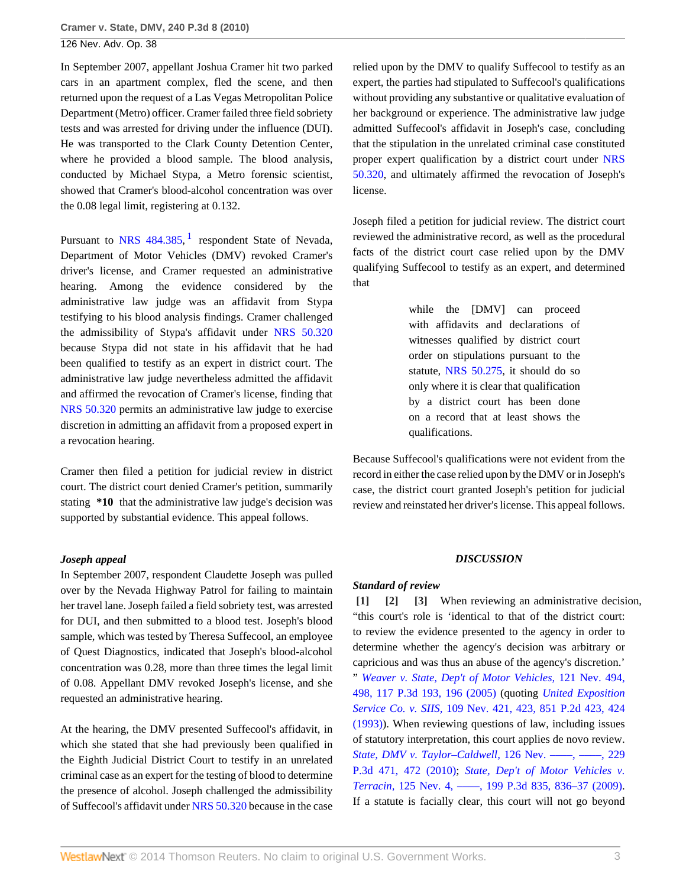In September 2007, appellant Joshua Cramer hit two parked cars in an apartment complex, fled the scene, and then returned upon the request of a Las Vegas Metropolitan Police Department (Metro) officer. Cramer failed three field sobriety tests and was arrested for driving under the influence (DUI). He was transported to the Clark County Detention Center, where he provided a blood sample. The blood analysis, conducted by Michael Stypa, a Metro forensic scientist, showed that Cramer's blood-alcohol concentration was over the 0.08 legal limit, registering at 0.132.

Pursuant to NRS 484.385, [1] respondent State of Nevada, Department of Motor Vehicles (DMV) revoked Cramer's driver's license, and Cramer requested an administrative hearing. Among the evidence considered by the administrative law judge was an affidavit from Stypa testifying to his blood analysis findings. Cramer challenged the admissibility of Stypa's affidavit under NRS 50.320 because Stypa did not state in his affidavit that he had been qualified to testify as an expert in district court. The administrative law judge nevertheless admitted the affidavit and affirmed the revocation of Cramer's license, finding that NRS 50.320 permits an administrative law judge to exercise discretion in admitting an affidavit from a proposed expert in a revocation hearing.

Cramer then filed a petition for judicial review in district court. The district court denied Cramer's petition, summarily stating **\*10** that the administrative law judge's decision was supported by substantial evidence. This appeal follows.

***Joseph appeal***

In September 2007, respondent Claudette Joseph was pulled over by the Nevada Highway Patrol for failing to maintain her travel lane. Joseph failed a field sobriety test, was arrested for DUI, and then submitted to a blood test. Joseph's blood sample, which was tested by Theresa Suffecool, an employee of Quest Diagnostics, indicated that Joseph's blood-alcohol concentration was 0.28, more than three times the legal limit of 0.08. Appellant DMV revoked Joseph's license, and she requested an administrative hearing.

At the hearing, the DMV presented Suffecool's affidavit, in which she stated that she had previously been qualified in the Eighth Judicial District Court to testify in an unrelated criminal case as an expert for the testing of blood to determine the presence of alcohol. Joseph challenged the admissibility of Suffecool's affidavit under NRS 50.320 because in the case relied upon by the DMV to qualify Suffecool to testify as an expert, the parties had stipulated to Suffecool's qualifications without providing any substantive or qualitative evaluation of her background or experience. The administrative law judge admitted Suffecool's affidavit in Joseph's case, concluding that the stipulation in the unrelated criminal case constituted proper expert qualification by a district court under NRS 50.320, and ultimately affirmed the revocation of Joseph's license.

Joseph filed a petition for judicial review. The district court reviewed the administrative record, as well as the procedural facts of the district court case relied upon by the DMV qualifying Suffecool to testify as an expert, and determined that

> while the [DMV] can proceed with affidavits and declarations of witnesses qualified by district court order on stipulations pursuant to the statute, NRS 50.275, it should do so only where it is clear that qualification by a district court has been done on a record that at least shows the qualifications.

Because Suffecool's qualifications were not evident from the record in either the case relied upon by the DMV or in Joseph's case, the district court granted Joseph's petition for judicial review and reinstated her driver's license. This appeal follows.

## DISCUSSION

***Standard of review***

**[1]** **[2]** **[3]** When reviewing an administrative decision, "this court's role is 'identical to that of the district court: to review the evidence presented to the agency in order to determine whether the agency's decision was arbitrary or capricious and was thus an abuse of the agency's discretion.' " *Weaver v. State, Dep't of Motor Vehicles,* 121 Nev. 494, 498, 117 P.3d 193, 196 (2005) (quoting *United Exposition Service Co. v. SIIS,* 109 Nev. 421, 423, 851 P.2d 423, 424 (1993)). When reviewing questions of law, including issues of statutory interpretation, this court applies de novo review. *State, DMV v. Taylor–Caldwell,* 126 Nev. ——, ——, 229 P.3d 471, 472 (2010); *State, Dep't of Motor Vehicles v. Terracin,* 125 Nev. 4, ——, 199 P.3d 835, 836–37 (2009). If a statute is facially clear, this court will not go beyond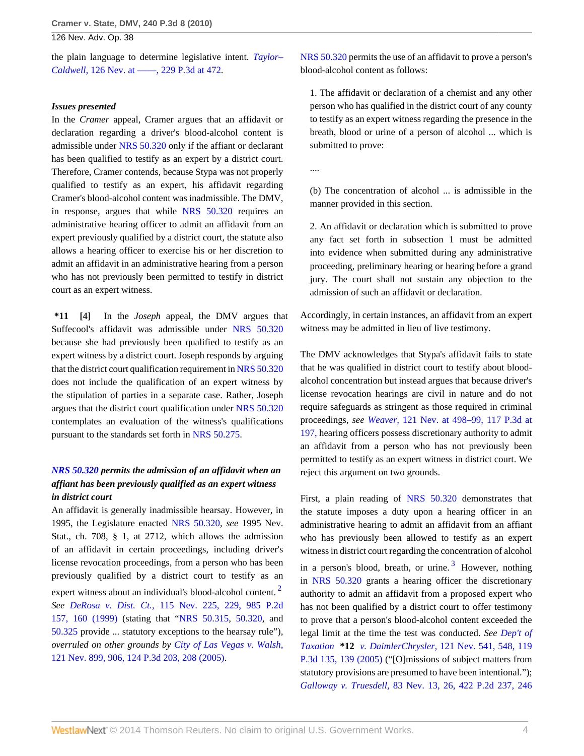the plain language to determine legislative intent. *Taylor–Caldwell,* 126 Nev. at ––––, 229 P.3d at 472.

***Issues presented***

In the *Cramer* appeal, Cramer argues that an affidavit or declaration regarding a driver's blood-alcohol content is admissible under NRS 50.320 only if the affiant or declarant has been qualified to testify as an expert by a district court. Therefore, Cramer contends, because Stypa was not properly qualified to testify as an expert, his affidavit regarding Cramer's blood-alcohol content was inadmissible. The DMV, in response, argues that while NRS 50.320 requires an administrative hearing officer to admit an affidavit from an expert previously qualified by a district court, the statute also allows a hearing officer to exercise his or her discretion to admit an affidavit in an administrative hearing from a person who has not previously been permitted to testify in district court as an expert witness.

**\*11 [4]** In the *Joseph* appeal, the DMV argues that Suffecool's affidavit was admissible under NRS 50.320 because she had previously been qualified to testify as an expert witness by a district court. Joseph responds by arguing that the district court qualification requirement in NRS 50.320 does not include the qualification of an expert witness by the stipulation of parties in a separate case. Rather, Joseph argues that the district court qualification under NRS 50.320 contemplates an evaluation of the witness's qualifications pursuant to the standards set forth in NRS 50.275.

***NRS 50.320 permits the admission of an affidavit when an affiant has been previously qualified as an expert witness in district court***

An affidavit is generally inadmissible hearsay. However, in 1995, the Legislature enacted NRS 50.320, *see* 1995 Nev. Stat., ch. 708, § 1, at 2712, which allows the admission of an affidavit in certain proceedings, including driver's license revocation proceedings, from a person who has been previously qualified by a district court to testify as an expert witness about an individual's blood-alcohol content. [2] *See DeRosa v. Dist. Ct.,* 115 Nev. 225, 229, 985 P.2d 157, 160 (1999) (stating that "NRS 50.315, 50.320, and 50.325 provide ... statutory exceptions to the hearsay rule"), *overruled on other grounds by City of Las Vegas v. Walsh,* 121 Nev. 899, 906, 124 P.3d 203, 208 (2005).

NRS 50.320 permits the use of an affidavit to prove a person's blood-alcohol content as follows:

> 1. The affidavit or declaration of a chemist and any other person who has qualified in the district court of any county to testify as an expert witness regarding the presence in the breath, blood or urine of a person of alcohol ... which is submitted to prove:
>
> ....
>
> (b) The concentration of alcohol ... is admissible in the manner provided in this section.
>
> 2. An affidavit or declaration which is submitted to prove any fact set forth in subsection 1 must be admitted into evidence when submitted during any administrative proceeding, preliminary hearing or hearing before a grand jury. The court shall not sustain any objection to the admission of such an affidavit or declaration.

Accordingly, in certain instances, an affidavit from an expert witness may be admitted in lieu of live testimony.

The DMV acknowledges that Stypa's affidavit fails to state that he was qualified in district court to testify about blood-alcohol concentration but instead argues that because driver's license revocation hearings are civil in nature and do not require safeguards as stringent as those required in criminal proceedings, *see Weaver,* 121 Nev. at 498–99, 117 P.3d at 197, hearing officers possess discretionary authority to admit an affidavit from a person who has not previously been permitted to testify as an expert witness in district court. We reject this argument on two grounds.

First, a plain reading of NRS 50.320 demonstrates that the statute imposes a duty upon a hearing officer in an administrative hearing to admit an affidavit from an affiant who has previously been allowed to testify as an expert witness in district court regarding the concentration of alcohol in a person's blood, breath, or urine. [3] However, nothing in NRS 50.320 grants a hearing officer the discretionary authority to admit an affidavit from a proposed expert who has not been qualified by a district court to offer testimony to prove that a person's blood-alcohol content exceeded the legal limit at the time the test was conducted. *See Dep't of Taxation* **\*12** *v. DaimlerChrysler,* 121 Nev. 541, 548, 119 P.3d 135, 139 (2005) ("[O]missions of subject matters from statutory provisions are presumed to have been intentional."); *Galloway v. Truesdell,* 83 Nev. 13, 26, 422 P.2d 237, 246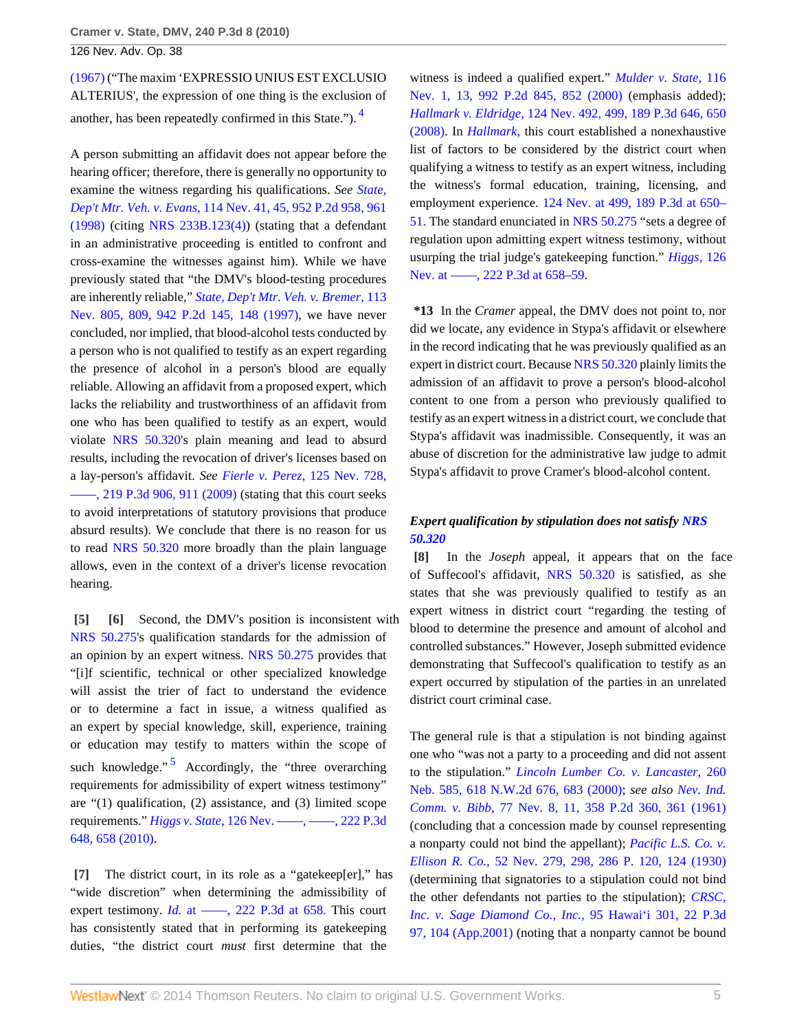(1967) ("The maxim 'EXPRESSIO UNIUS EST EXCLUSIO ALTERIUS', the expression of one thing is the exclusion of another, has been repeatedly confirmed in this State.").[4]

A person submitting an affidavit does not appear before the hearing officer; therefore, there is generally no opportunity to examine the witness regarding his qualifications. *See State, Dep't Mtr. Veh. v. Evans,* 114 Nev. 41, 45, 952 P.2d 958, 961 (1998) (citing NRS 233B.123(4)) (stating that a defendant in an administrative proceeding is entitled to confront and cross-examine the witnesses against him). While we have previously stated that "the DMV's blood-testing procedures are inherently reliable," *State, Dep't Mtr. Veh. v. Bremer,* 113 Nev. 805, 809, 942 P.2d 145, 148 (1997), we have never concluded, nor implied, that blood-alcohol tests conducted by a person who is not qualified to testify as an expert regarding the presence of alcohol in a person's blood are equally reliable. Allowing an affidavit from a proposed expert, which lacks the reliability and trustworthiness of an affidavit from one who has been qualified to testify as an expert, would violate NRS 50.320's plain meaning and lead to absurd results, including the revocation of driver's licenses based on a lay-person's affidavit. *See Fierle v. Perez,* 125 Nev. 728, ———, 219 P.3d 906, 911 (2009) (stating that this court seeks to avoid interpretations of statutory provisions that produce absurd results). We conclude that there is no reason for us to read NRS 50.320 more broadly than the plain language allows, even in the context of a driver's license revocation hearing.

**[5] [6]** Second, the DMV's position is inconsistent with NRS 50.275's qualification standards for the admission of an opinion by an expert witness. NRS 50.275 provides that "[i]f scientific, technical or other specialized knowledge will assist the trier of fact to understand the evidence or to determine a fact in issue, a witness qualified as an expert by special knowledge, skill, experience, training or education may testify to matters within the scope of such knowledge."[5] Accordingly, the "three overarching requirements for admissibility of expert witness testimony" are "(1) qualification, (2) assistance, and (3) limited scope requirements." *Higgs v. State,* 126 Nev. ———, ———, 222 P.3d 648, 658 (2010).

**[7]** The district court, in its role as a "gatekeep[er]," has "wide discretion" when determining the admissibility of expert testimony. *Id.* at ———, 222 P.3d at 658. This court has consistently stated that in performing its gatekeeping duties, "the district court *must* first determine that the witness is indeed a qualified expert." *Mulder v. State,* 116 Nev. 1, 13, 992 P.2d 845, 852 (2000) (emphasis added); *Hallmark v. Eldridge,* 124 Nev. 492, 499, 189 P.3d 646, 650 (2008). In *Hallmark,* this court established a nonexhaustive list of factors to be considered by the district court when qualifying a witness to testify as an expert witness, including the witness's formal education, training, licensing, and employment experience. 124 Nev. at 499, 189 P.3d at 650–51. The standard enunciated in NRS 50.275 "sets a degree of regulation upon admitting expert witness testimony, without usurping the trial judge's gatekeeping function." *Higgs,* 126 Nev. at ———, 222 P.3d at 658–59.

**\*13** In the *Cramer* appeal, the DMV does not point to, nor did we locate, any evidence in Stypa's affidavit or elsewhere in the record indicating that he was previously qualified as an expert in district court. Because NRS 50.320 plainly limits the admission of an affidavit to prove a person's blood-alcohol content to one from a person who previously qualified to testify as an expert witness in a district court, we conclude that Stypa's affidavit was inadmissible. Consequently, it was an abuse of discretion for the administrative law judge to admit Stypa's affidavit to prove Cramer's blood-alcohol content.

***Expert qualification by stipulation does not satisfy NRS 50.320***

**[8]** In the *Joseph* appeal, it appears that on the face of Suffecool's affidavit, NRS 50.320 is satisfied, as she states that she was previously qualified to testify as an expert witness in district court "regarding the testing of blood to determine the presence and amount of alcohol and controlled substances." However, Joseph submitted evidence demonstrating that Suffecool's qualification to testify as an expert occurred by stipulation of the parties in an unrelated district court criminal case.

The general rule is that a stipulation is not binding against one who "was not a party to a proceeding and did not assent to the stipulation." *Lincoln Lumber Co. v. Lancaster,* 260 Neb. 585, 618 N.W.2d 676, 683 (2000); *see also Nev. Ind. Comm. v. Bibb,* 77 Nev. 8, 11, 358 P.2d 360, 361 (1961) (concluding that a concession made by counsel representing a nonparty could not bind the appellant); *Pacific L.S. Co. v. Ellison R. Co.,* 52 Nev. 279, 298, 286 P. 120, 124 (1930) (determining that signatories to a stipulation could not bind the other defendants not parties to the stipulation); *CRSC, Inc. v. Sage Diamond Co., Inc.,* 95 Hawai'i 301, 22 P.3d 97, 104 (App.2001) (noting that a nonparty cannot be bound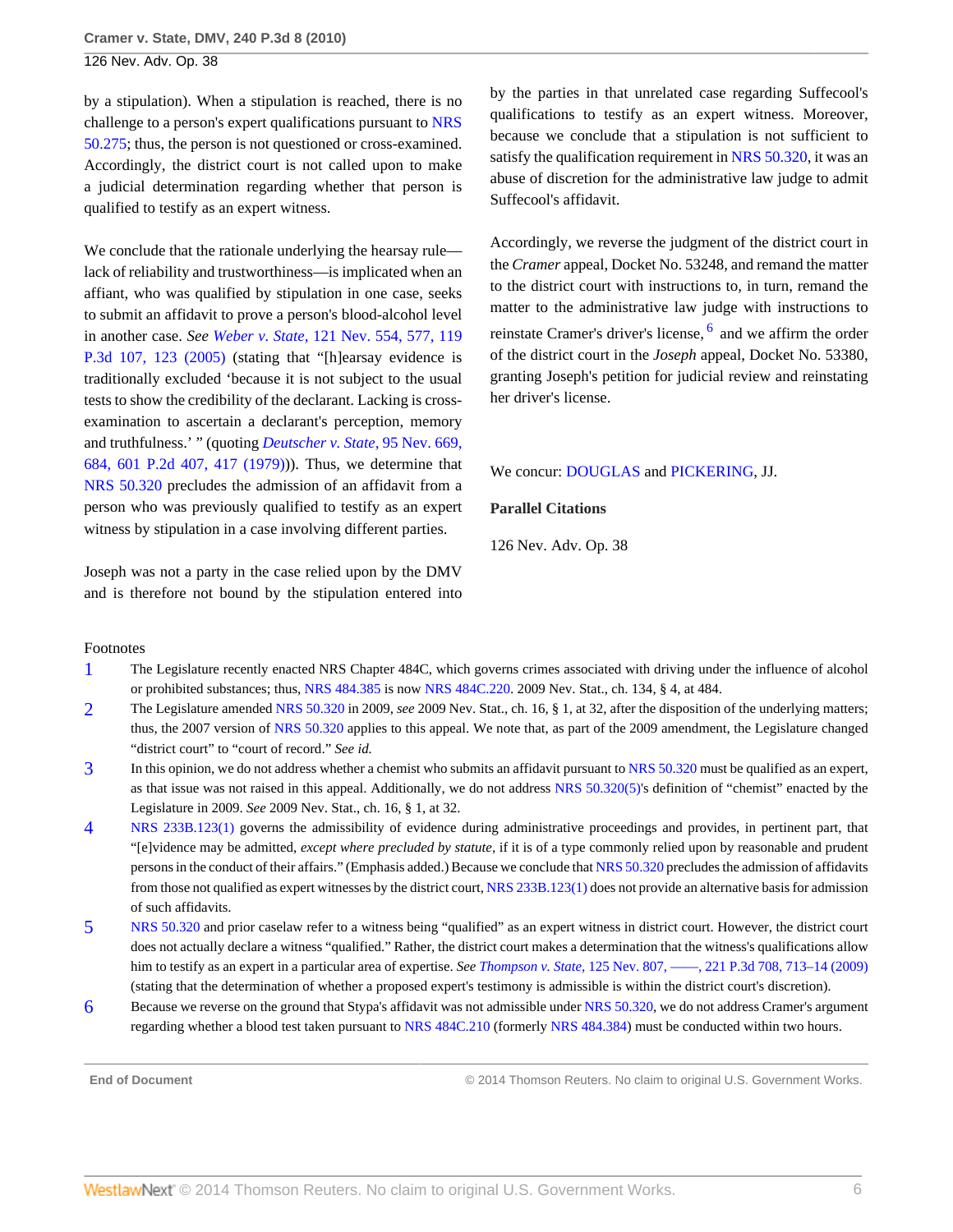by a stipulation). When a stipulation is reached, there is no challenge to a person's expert qualifications pursuant to NRS 50.275; thus, the person is not questioned or cross-examined. Accordingly, the district court is not called upon to make a judicial determination regarding whether that person is qualified to testify as an expert witness.

We conclude that the rationale underlying the hearsay rule—lack of reliability and trustworthiness—is implicated when an affiant, who was qualified by stipulation in one case, seeks to submit an affidavit to prove a person's blood-alcohol level in another case. *See Weber v. State,* 121 Nev. 554, 577, 119 P.3d 107, 123 (2005) (stating that "[h]earsay evidence is traditionally excluded 'because it is not subject to the usual tests to show the credibility of the declarant. Lacking cross-examination to ascertain a declarant's perception, memory and truthfulness.' " (quoting *Deutscher v. State,* 95 Nev. 669, 684, 601 P.2d 407, 417 (1979))). Thus, we determine that NRS 50.320 precludes the admission of an affidavit from a person who was previously qualified to testify as an expert witness by stipulation in a case involving different parties.

Joseph was not a party in the case relied upon by the DMV and is therefore not bound by the stipulation entered into by the parties in that unrelated case regarding Suffecool's qualifications to testify as an expert witness. Moreover, because we conclude that a stipulation is not sufficient to satisfy the qualification requirement in NRS 50.320, it was an abuse of discretion for the administrative law judge to admit Suffecool's affidavit.

Accordingly, we reverse the judgment of the district court in the *Cramer* appeal, Docket No. 53248, and remand the matter to the district court with instructions to, in turn, remand the matter to the administrative law judge with instructions to reinstate Cramer's driver's license,[6] and we affirm the order of the district court in the *Joseph* appeal, Docket No. 53380, granting Joseph's petition for judicial review and reinstating her driver's license.

We concur: DOUGLAS and PICKERING, JJ.

**Parallel Citations**

126 Nev. Adv. Op. 38

Footnotes

1. The Legislature recently enacted NRS Chapter 484C, which governs crimes associated with driving under the influence of alcohol or prohibited substances; thus, NRS 484.385 is now NRS 484C.220. 2009 Nev. Stat., ch. 134, § 4, at 484.
2. The Legislature amended NRS 50.320 in 2009, *see* 2009 Nev. Stat., ch. 16, § 1, at 32, after the disposition of the underlying matters; thus, the 2007 version of NRS 50.320 applies to this appeal. We note that, as part of the 2009 amendment, the Legislature changed "district court" to "court of record." *See id.*
3. In this opinion, we do not address whether a chemist who submits an affidavit pursuant to NRS 50.320 must be qualified as an expert, as that issue was not raised in this appeal. Additionally, we do not address NRS 50.320(5)'s definition of "chemist" enacted by the Legislature in 2009. *See* 2009 Nev. Stat., ch. 16, § 1, at 32.
4. NRS 233B.123(1) governs the admissibility of evidence during administrative proceedings and provides, in pertinent part, that "[e]vidence may be admitted, *except where precluded by statute,* if it is of a type commonly relied upon by reasonable and prudent persons in the conduct of their affairs." (Emphasis added.) Because we conclude that NRS 50.320 precludes the admission of affidavits from those not qualified as expert witnesses by the district court, NRS 233B.123(1) does not provide an alternative basis for admission of such affidavits.
5. NRS 50.320 and prior caselaw refer to a witness being "qualified" as an expert witness in district court. However, the district court does not actually declare a witness "qualified." Rather, the district court makes a determination that the witness's qualifications allow him to testify as an expert in a particular area of expertise. *See Thompson v. State,* 125 Nev. 807, ——, 221 P.3d 708, 713–14 (2009) (stating that the determination of whether a proposed expert's testimony is admissible is within the district court's discretion).
6. Because we reverse on the ground that Stypa's affidavit was not admissible under NRS 50.320, we do not address Cramer's argument regarding whether a blood test taken pursuant to NRS 484C.210 (formerly NRS 484.384) must be conducted within two hours.

**End of Document** © 2014 Thomson Reuters. No claim to original U.S. Government Works.